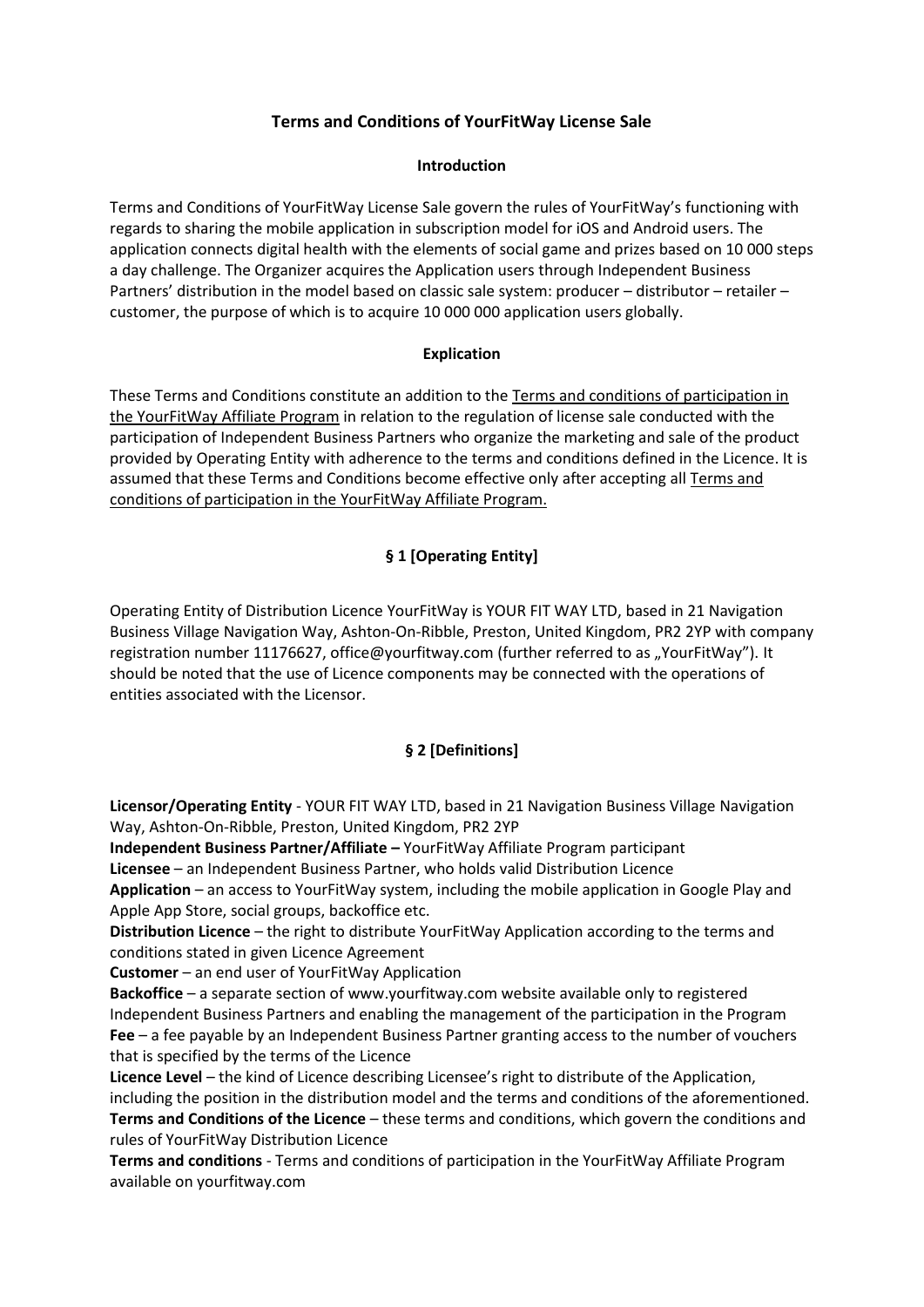# Terms and Conditions of YourFitWay License Sale

## Introduction

Terms and Conditions of YourFitWay License Sale govern the rules of YourFitWay's functioning with regards to sharing the mobile application in subscription model for iOS and Android users. The application connects digital health with the elements of social game and prizes based on 10 000 steps a day challenge. The Organizer acquires the Application users through Independent Business Partners' distribution in the model based on classic sale system: producer – distributor – retailer – customer, the purpose of which is to acquire 10 000 000 application users globally.

## Explication

These Terms and Conditions constitute an addition to the Terms and conditions of participation in the YourFitWay Affiliate Program in relation to the regulation of license sale conducted with the participation of Independent Business Partners who organize the marketing and sale of the product provided by Operating Entity with adherence to the terms and conditions defined in the Licence. It is assumed that these Terms and Conditions become effective only after accepting all Terms and conditions of participation in the YourFitWay Affiliate Program.

## § 1 [Operating Entity]

Operating Entity of Distribution Licence YourFitWay is YOUR FIT WAY LTD, based in 21 Navigation Business Village Navigation Way, Ashton-On-Ribble, Preston, United Kingdom, PR2 2YP with company registration number 11176627, office@yourfitway.com (further referred to as „YourFitWay"). It should be noted that the use of Licence components may be connected with the operations of entities associated with the Licensor.

## § 2 [Definitions]

**Licensor/Operating Entity** - YOUR FIT WAY LTD, based in 21 Navigation Business Village Navigation Way, Ashton-On-Ribble, Preston, United Kingdom, PR2 2YP
**Independent Business Partner/Affiliate –** YourFitWay Affiliate Program participant
**Licensee** – an Independent Business Partner, who holds valid Distribution Licence
**Application** – an access to YourFitWay system, including the mobile application in Google Play and Apple App Store, social groups, backoffice etc.
**Distribution Licence** – the right to distribute YourFitWay Application according to the terms and conditions stated in given Licence Agreement
**Customer** – an end user of YourFitWay Application
**Backoffice** – a separate section of www.yourfitway.com website available only to registered Independent Business Partners and enabling the management of the participation in the Program
**Fee** – a fee payable by an Independent Business Partner granting access to the number of vouchers that is specified by the terms of the Licence
**Licence Level** – the kind of Licence describing Licensee's right to distribute of the Application, including the position in the distribution model and the terms and conditions of the aforementioned.
**Terms and Conditions of the Licence** – these terms and conditions, which govern the conditions and rules of YourFitWay Distribution Licence
**Terms and conditions** - Terms and conditions of participation in the YourFitWay Affiliate Program available on yourfitway.com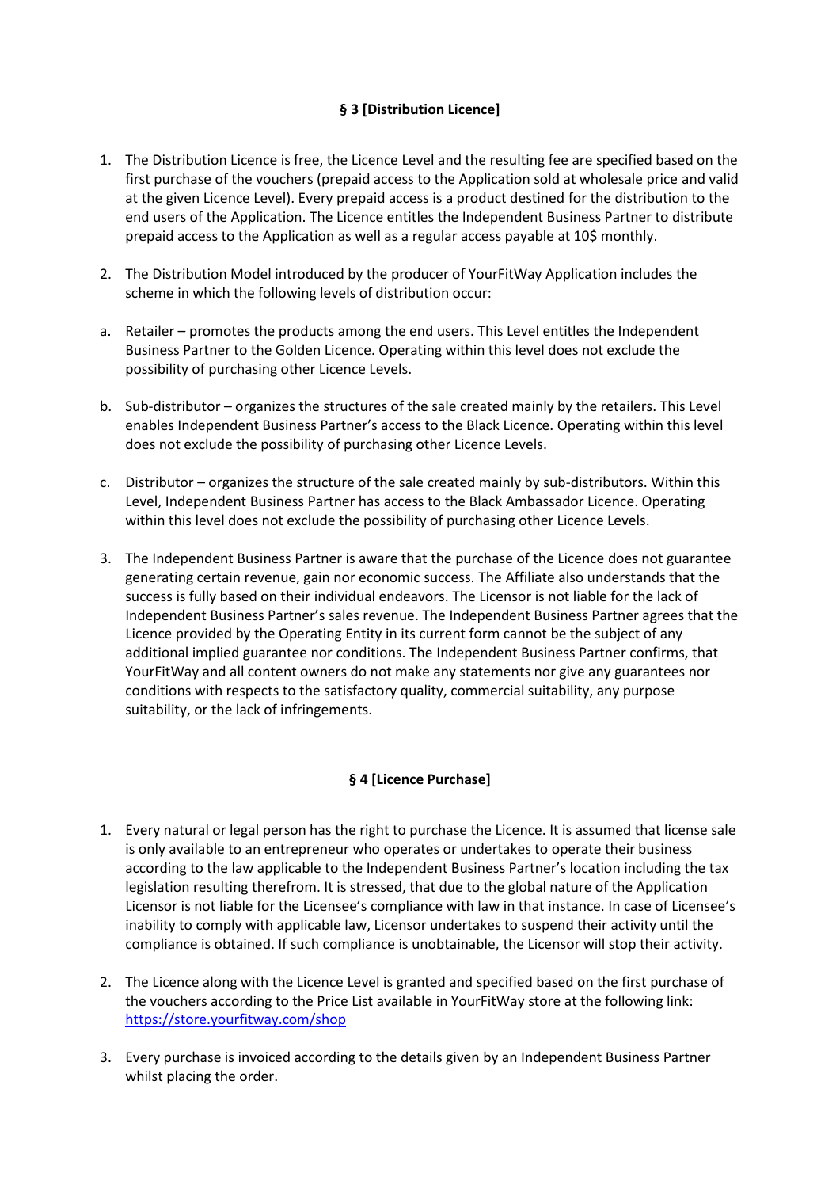## § 3 [Distribution Licence]

1. The Distribution Licence is free, the Licence Level and the resulting fee are specified based on the first purchase of the vouchers (prepaid access to the Application sold at wholesale price and valid at the given Licence Level). Every prepaid access is a product destined for the distribution to the end users of the Application. The Licence entitles the Independent Business Partner to distribute prepaid access to the Application as well as a regular access payable at 10$ monthly.

2. The Distribution Model introduced by the producer of YourFitWay Application includes the scheme in which the following levels of distribution occur:

   a. Retailer – promotes the products among the end users. This Level entitles the Independent Business Partner to the Golden Licence. Operating within this level does not exclude the possibility of purchasing other Licence Levels.

   b. Sub-distributor – organizes the structures of the sale created mainly by the retailers. This Level enables Independent Business Partner's access to the Black Licence. Operating within this level does not exclude the possibility of purchasing other Licence Levels.

   c. Distributor – organizes the structure of the sale created mainly by sub-distributors. Within this Level, Independent Business Partner has access to the Black Ambassador Licence. Operating within this level does not exclude the possibility of purchasing other Licence Levels.

3. The Independent Business Partner is aware that the purchase of the Licence does not guarantee generating certain revenue, gain nor economic success. The Affiliate also understands that the success is fully based on their individual endeavors. The Licensor is not liable for the lack of Independent Business Partner's sales revenue. The Independent Business Partner agrees that the Licence provided by the Operating Entity in its current form cannot be the subject of any additional implied guarantee nor conditions. The Independent Business Partner confirms, that YourFitWay and all content owners do not make any statements nor give any guarantees nor conditions with respects to the satisfactory quality, commercial suitability, any purpose suitability, or the lack of infringements.

## § 4 [Licence Purchase]

1. Every natural or legal person has the right to purchase the Licence. It is assumed that license sale is only available to an entrepreneur who operates or undertakes to operate their business according to the law applicable to the Independent Business Partner's location including the tax legislation resulting therefrom. It is stressed, that due to the global nature of the Application Licensor is not liable for the Licensee's compliance with law in that instance. In case of Licensee's inability to comply with applicable law, Licensor undertakes to suspend their activity until the compliance is obtained. If such compliance is unobtainable, the Licensor will stop their activity.

2. The Licence along with the Licence Level is granted and specified based on the first purchase of the vouchers according to the Price List available in YourFitWay store at the following link: [https://store.yourfitway.com/shop](https://store.yourfitway.com/shop)

3. Every purchase is invoiced according to the details given by an Independent Business Partner whilst placing the order.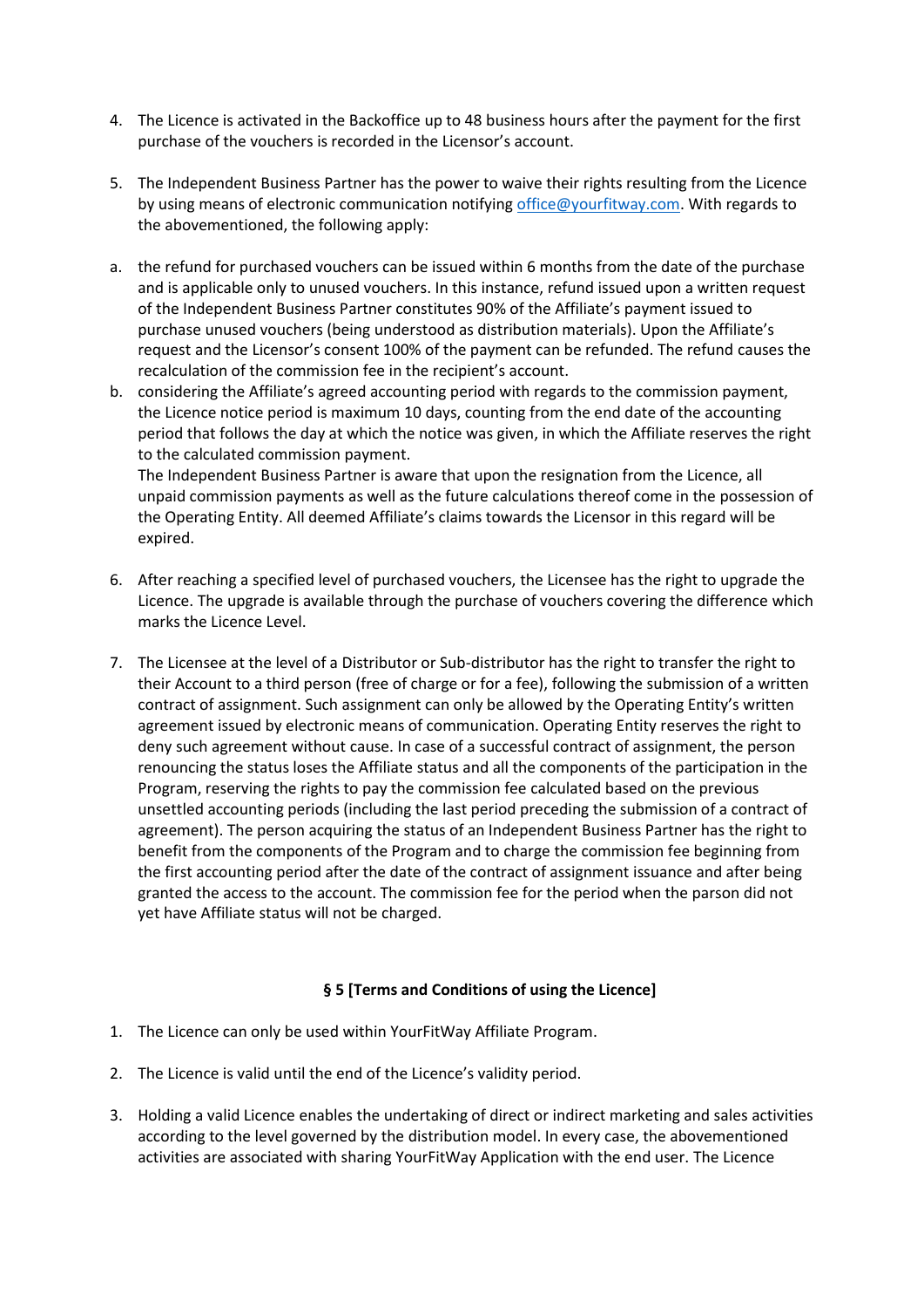4. The Licence is activated in the Backoffice up to 48 business hours after the payment for the first purchase of the vouchers is recorded in the Licensor's account.

5. The Independent Business Partner has the power to waive their rights resulting from the Licence by using means of electronic communication notifying office@yourfitway.com. With regards to the abovementioned, the following apply:

a. the refund for purchased vouchers can be issued within 6 months from the date of the purchase and is applicable only to unused vouchers. In this instance, refund issued upon a written request of the Independent Business Partner constitutes 90% of the Affiliate's payment issued to purchase unused vouchers (being understood as distribution materials). Upon the Affiliate's request and the Licensor's consent 100% of the payment can be refunded. The refund causes the recalculation of the commission fee in the recipient's account.

b. considering the Affiliate's agreed accounting period with regards to the commission payment, the Licence notice period is maximum 10 days, counting from the end date of the accounting period that follows the day at which the notice was given, in which the Affiliate reserves the right to the calculated commission payment.
The Independent Business Partner is aware that upon the resignation from the Licence, all unpaid commission payments as well as the future calculations thereof come in the possession of the Operating Entity. All deemed Affiliate's claims towards the Licensor in this regard will be expired.

6. After reaching a specified level of purchased vouchers, the Licensee has the right to upgrade the Licence. The upgrade is available through the purchase of vouchers covering the difference which marks the Licence Level.

7. The Licensee at the level of a Distributor or Sub-distributor has the right to transfer the right to their Account to a third person (free of charge or for a fee), following the submission of a written contract of assignment. Such assignment can only be allowed by the Operating Entity's written agreement issued by electronic means of communication. Operating Entity reserves the right to deny such agreement without cause. In case of a successful contract of assignment, the person renouncing the status loses the Affiliate status and all the components of the participation in the Program, reserving the rights to pay the commission fee calculated based on the previous unsettled accounting periods (including the last period preceding the submission of a contract of agreement). The person acquiring the status of an Independent Business Partner has the right to benefit from the components of the Program and to charge the commission fee beginning from the first accounting period after the date of the contract of assignment issuance and after being granted the access to the account. The commission fee for the period when the parson did not yet have Affiliate status will not be charged.

### § 5 [Terms and Conditions of using the Licence]

1. The Licence can only be used within YourFitWay Affiliate Program.

2. The Licence is valid until the end of the Licence's validity period.

3. Holding a valid Licence enables the undertaking of direct or indirect marketing and sales activities according to the level governed by the distribution model. In every case, the abovementioned activities are associated with sharing YourFitWay Application with the end user. The Licence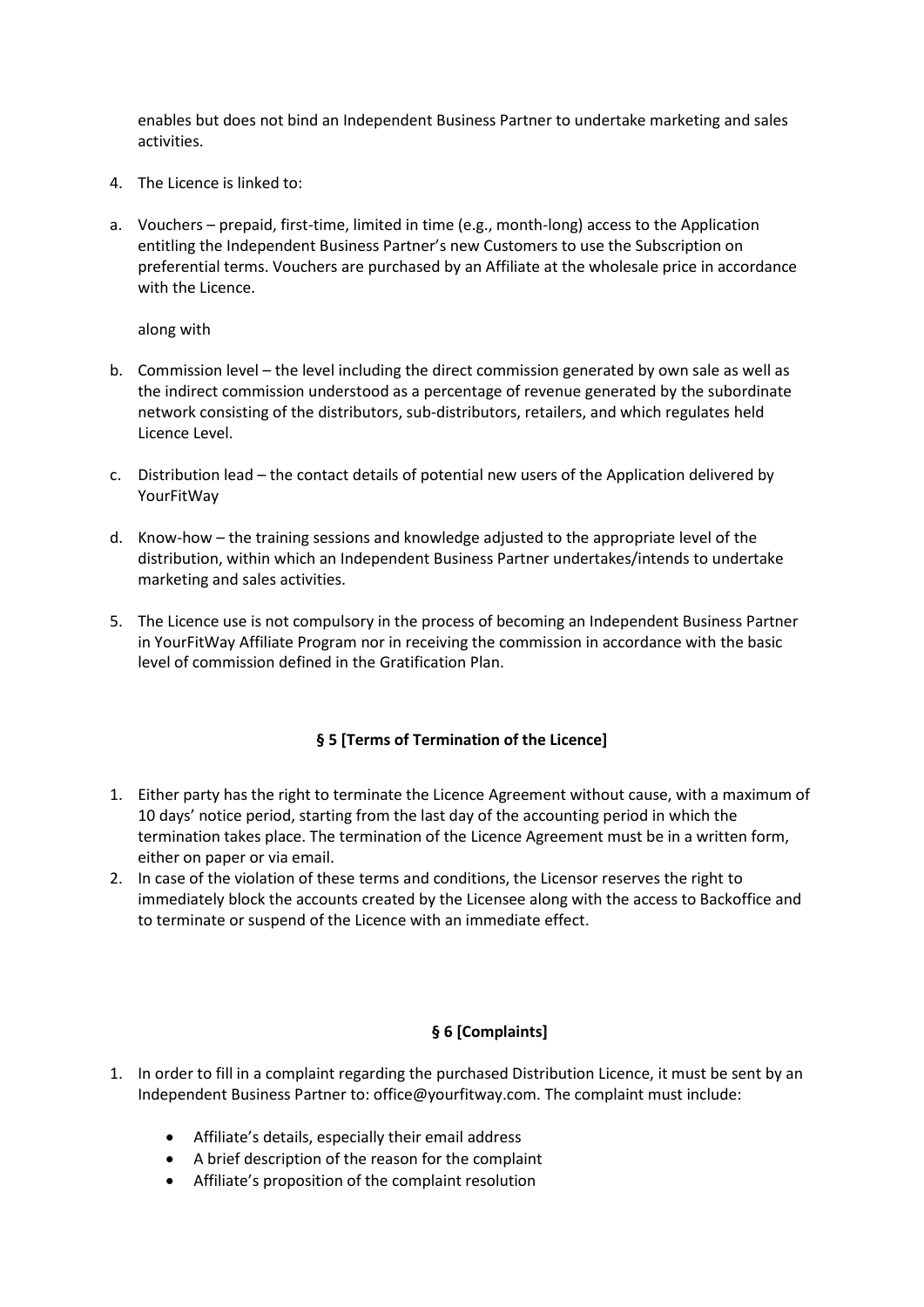enables but does not bind an Independent Business Partner to undertake marketing and sales activities.

4. The Licence is linked to:

a. Vouchers – prepaid, first-time, limited in time (e.g., month-long) access to the Application entitling the Independent Business Partner's new Customers to use the Subscription on preferential terms. Vouchers are purchased by an Affiliate at the wholesale price in accordance with the Licence.

   along with

b. Commission level – the level including the direct commission generated by own sale as well as the indirect commission understood as a percentage of revenue generated by the subordinate network consisting of the distributors, sub-distributors, retailers, and which regulates held Licence Level.

c. Distribution lead – the contact details of potential new users of the Application delivered by YourFitWay

d. Know-how – the training sessions and knowledge adjusted to the appropriate level of the distribution, within which an Independent Business Partner undertakes/intends to undertake marketing and sales activities.

5. The Licence use is not compulsory in the process of becoming an Independent Business Partner in YourFitWay Affiliate Program nor in receiving the commission in accordance with the basic level of commission defined in the Gratification Plan.

### § 5 [Terms of Termination of the Licence]

1. Either party has the right to terminate the Licence Agreement without cause, with a maximum of 10 days' notice period, starting from the last day of the accounting period in which the termination takes place. The termination of the Licence Agreement must be in a written form, either on paper or via email.
2. In case of the violation of these terms and conditions, the Licensor reserves the right to immediately block the accounts created by the Licensee along with the access to Backoffice and to terminate or suspend of the Licence with an immediate effect.

### § 6 [Complaints]

1. In order to fill in a complaint regarding the purchased Distribution Licence, it must be sent by an Independent Business Partner to: office@yourfitway.com. The complaint must include:
   - Affiliate's details, especially their email address
   - A brief description of the reason for the complaint
   - Affiliate's proposition of the complaint resolution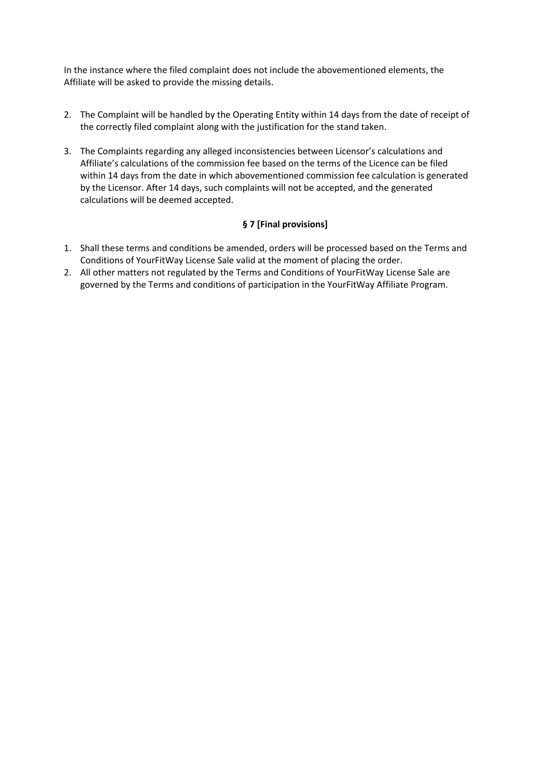In the instance where the filed complaint does not include the abovementioned elements, the Affiliate will be asked to provide the missing details.

2. The Complaint will be handled by the Operating Entity within 14 days from the date of receipt of the correctly filed complaint along with the justification for the stand taken.

3. The Complaints regarding any alleged inconsistencies between Licensor's calculations and Affiliate's calculations of the commission fee based on the terms of the Licence can be filed within 14 days from the date in which abovementioned commission fee calculation is generated by the Licensor. After 14 days, such complaints will not be accepted, and the generated calculations will be deemed accepted.

**§ 7 [Final provisions]**

1. Shall these terms and conditions be amended, orders will be processed based on the Terms and Conditions of YourFitWay License Sale valid at the moment of placing the order.
2. All other matters not regulated by the Terms and Conditions of YourFitWay License Sale are governed by the Terms and conditions of participation in the YourFitWay Affiliate Program.